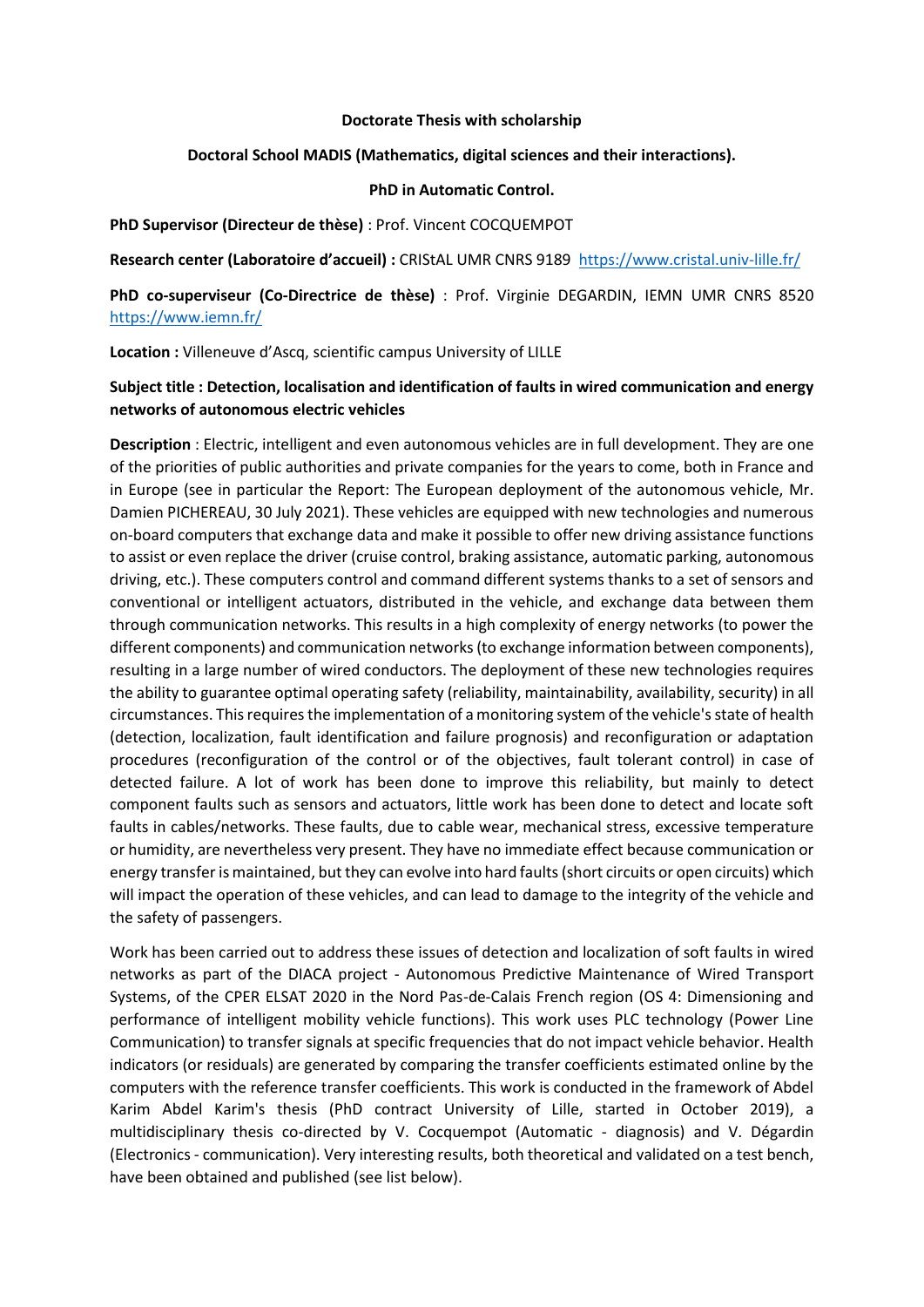**Doctorate Thesis with scholarship**

**Doctoral School MADIS (Mathematics, digital sciences and their interactions).**

**PhD in Automatic Control.**

**PhD Supervisor (Directeur de thèse)** : Prof. Vincent COCQUEMPOT

**Research center (Laboratoire d'accueil) :** CRIStAL UMR CNRS 9189 https://www.cristal.univ-lille.fr/

**PhD co-superviseur (Co-Directrice de thèse)** : Prof. Virginie DEGARDIN, IEMN UMR CNRS 8520 https://www.iemn.fr/

**Location :** Villeneuve d'Ascq, scientific campus University of LILLE

**Subject title : Detection, localisation and identification of faults in wired communication and energy networks of autonomous electric vehicles**

**Description** : Electric, intelligent and even autonomous vehicles are in full development. They are one of the priorities of public authorities and private companies for the years to come, both in France and in Europe (see in particular the Report: The European deployment of the autonomous vehicle, Mr. Damien PICHEREAU, 30 July 2021). These vehicles are equipped with new technologies and numerous on-board computers that exchange data and make it possible to offer new driving assistance functions to assist or even replace the driver (cruise control, braking assistance, automatic parking, autonomous driving, etc.). These computers control and command different systems thanks to a set of sensors and conventional or intelligent actuators, distributed in the vehicle, and exchange data between them through communication networks. This results in a high complexity of energy networks (to power the different components) and communication networks (to exchange information between components), resulting in a large number of wired conductors. The deployment of these new technologies requires the ability to guarantee optimal operating safety (reliability, maintainability, availability, security) in all circumstances. This requires the implementation of a monitoring system of the vehicle's state of health (detection, localization, fault identification and failure prognosis) and reconfiguration or adaptation procedures (reconfiguration of the control or of the objectives, fault tolerant control) in case of detected failure. A lot of work has been done to improve this reliability, but mainly to detect component faults such as sensors and actuators, little work has been done to detect and locate soft faults in cables/networks. These faults, due to cable wear, mechanical stress, excessive temperature or humidity, are nevertheless very present. They have no immediate effect because communication or energy transfer is maintained, but they can evolve into hard faults (short circuits or open circuits) which will impact the operation of these vehicles, and can lead to damage to the integrity of the vehicle and the safety of passengers.

Work has been carried out to address these issues of detection and localization of soft faults in wired networks as part of the DIACA project - Autonomous Predictive Maintenance of Wired Transport Systems, of the CPER ELSAT 2020 in the Nord Pas-de-Calais French region (OS 4: Dimensioning and performance of intelligent mobility vehicle functions). This work uses PLC technology (Power Line Communication) to transfer signals at specific frequencies that do not impact vehicle behavior. Health indicators (or residuals) are generated by comparing the transfer coefficients estimated online by the computers with the reference transfer coefficients. This work is conducted in the framework of Abdel Karim Abdel Karim's thesis (PhD contract University of Lille, started in October 2019), a multidisciplinary thesis co-directed by V. Cocquempot (Automatic - diagnosis) and V. Dégardin (Electronics - communication). Very interesting results, both theoretical and validated on a test bench, have been obtained and published (see list below).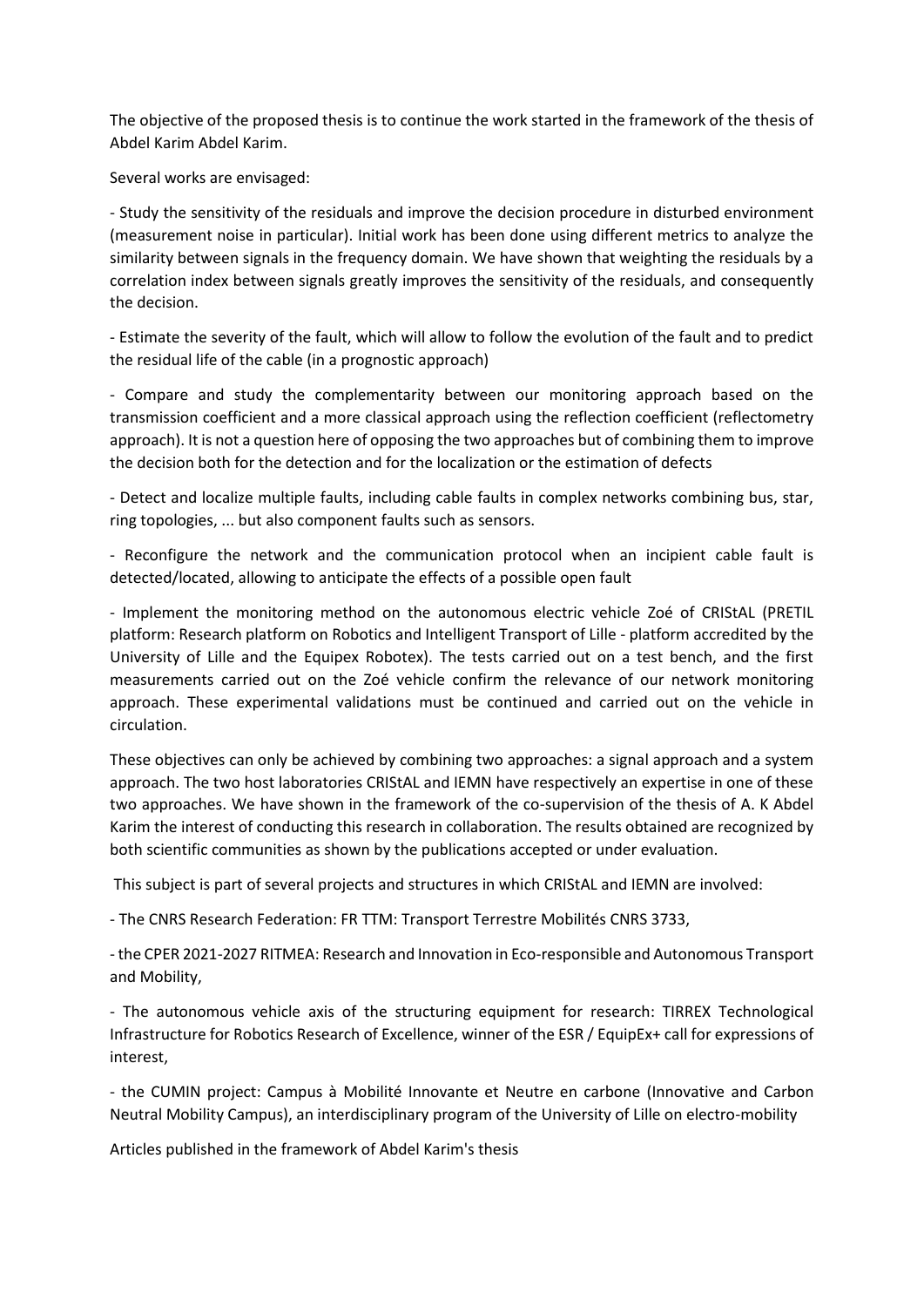The objective of the proposed thesis is to continue the work started in the framework of the thesis of Abdel Karim Abdel Karim.

Several works are envisaged:

- Study the sensitivity of the residuals and improve the decision procedure in disturbed environment (measurement noise in particular). Initial work has been done using different metrics to analyze the similarity between signals in the frequency domain. We have shown that weighting the residuals by a correlation index between signals greatly improves the sensitivity of the residuals, and consequently the decision.

- Estimate the severity of the fault, which will allow to follow the evolution of the fault and to predict the residual life of the cable (in a prognostic approach)

- Compare and study the complementarity between our monitoring approach based on the transmission coefficient and a more classical approach using the reflection coefficient (reflectometry approach). It is not a question here of opposing the two approaches but of combining them to improve the decision both for the detection and for the localization or the estimation of defects

- Detect and localize multiple faults, including cable faults in complex networks combining bus, star, ring topologies, ... but also component faults such as sensors.

- Reconfigure the network and the communication protocol when an incipient cable fault is detected/located, allowing to anticipate the effects of a possible open fault

- Implement the monitoring method on the autonomous electric vehicle Zoé of CRIStAL (PRETIL platform: Research platform on Robotics and Intelligent Transport of Lille - platform accredited by the University of Lille and the Equipex Robotex). The tests carried out on a test bench, and the first measurements carried out on the Zoé vehicle confirm the relevance of our network monitoring approach. These experimental validations must be continued and carried out on the vehicle in circulation.

These objectives can only be achieved by combining two approaches: a signal approach and a system approach. The two host laboratories CRIStAL and IEMN have respectively an expertise in one of these two approaches. We have shown in the framework of the co-supervision of the thesis of A. K Abdel Karim the interest of conducting this research in collaboration. The results obtained are recognized by both scientific communities as shown by the publications accepted or under evaluation.

This subject is part of several projects and structures in which CRIStAL and IEMN are involved:

- The CNRS Research Federation: FR TTM: Transport Terrestre Mobilités CNRS 3733,

- the CPER 2021-2027 RITMEA: Research and Innovation in Eco-responsible and Autonomous Transport and Mobility,

- The autonomous vehicle axis of the structuring equipment for research: TIRREX Technological Infrastructure for Robotics Research of Excellence, winner of the ESR / EquipEx+ call for expressions of interest,

- the CUMIN project: Campus à Mobilité Innovante et Neutre en carbone (Innovative and Carbon Neutral Mobility Campus), an interdisciplinary program of the University of Lille on electro-mobility

Articles published in the framework of Abdel Karim's thesis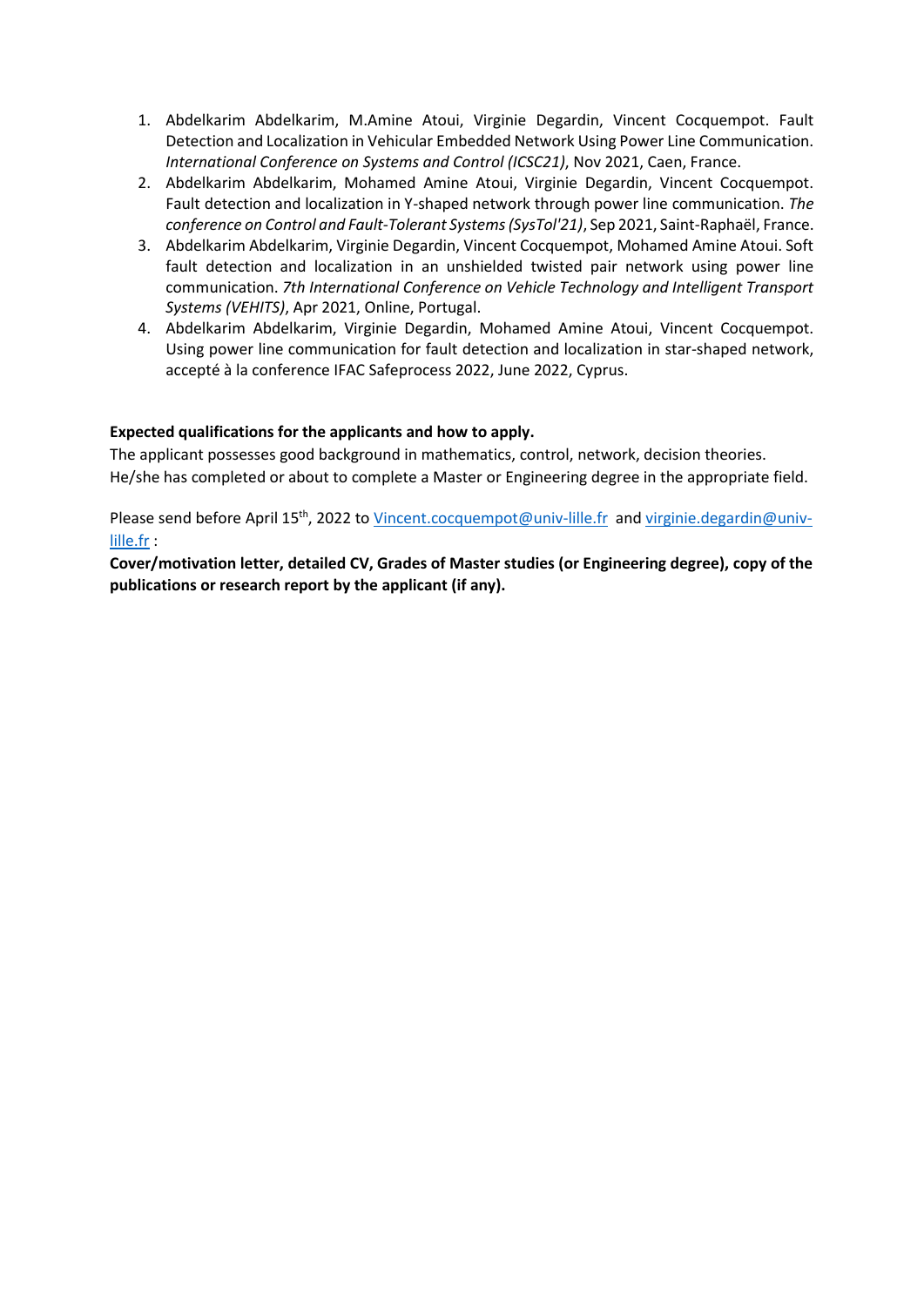1. Abdelkarim Abdelkarim, M.Amine Atoui, Virginie Degardin, Vincent Cocquempot. Fault Detection and Localization in Vehicular Embedded Network Using Power Line Communication. *International Conference on Systems and Control (ICSC21)*, Nov 2021, Caen, France.
2. Abdelkarim Abdelkarim, Mohamed Amine Atoui, Virginie Degardin, Vincent Cocquempot. Fault detection and localization in Y-shaped network through power line communication. *The conference on Control and Fault-Tolerant Systems (SysTol'21)*, Sep 2021, Saint-Raphaël, France.
3. Abdelkarim Abdelkarim, Virginie Degardin, Vincent Cocquempot, Mohamed Amine Atoui. Soft fault detection and localization in an unshielded twisted pair network using power line communication. *7th International Conference on Vehicle Technology and Intelligent Transport Systems (VEHITS)*, Apr 2021, Online, Portugal.
4. Abdelkarim Abdelkarim, Virginie Degardin, Mohamed Amine Atoui, Vincent Cocquempot. Using power line communication for fault detection and localization in star-shaped network, accepté à la conference IFAC Safeprocess 2022, June 2022, Cyprus.

**Expected qualifications for the applicants and how to apply.**

The applicant possesses good background in mathematics, control, network, decision theories.
He/she has completed or about to complete a Master or Engineering degree in the appropriate field.

Please send before April 15th, 2022 to Vincent.cocquempot@univ-lille.fr and virginie.degardin@univ-lille.fr :

**Cover/motivation letter, detailed CV, Grades of Master studies (or Engineering degree), copy of the publications or research report by the applicant (if any).**